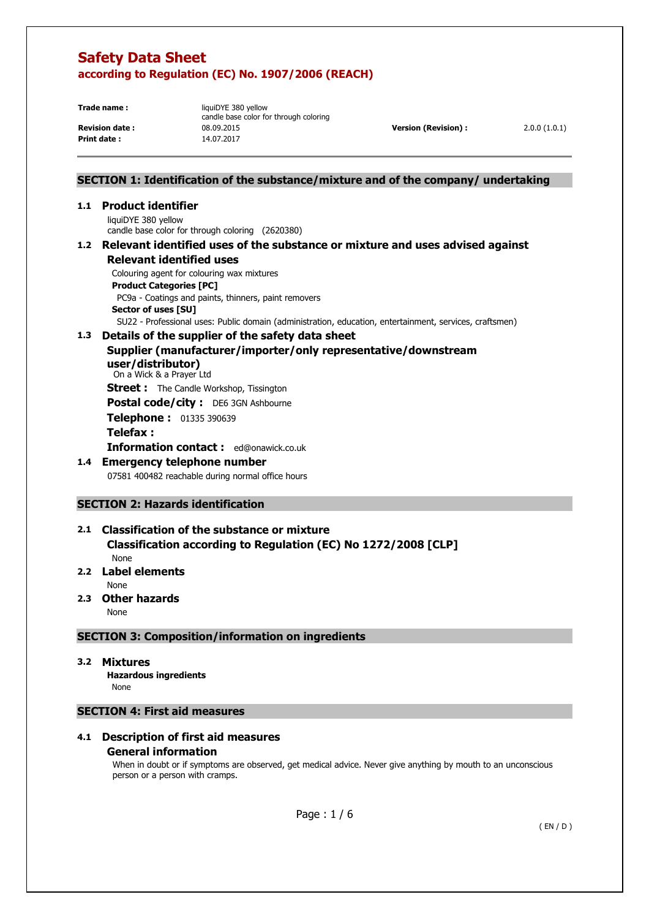# Safety Data Sheet

## according to Regulation (EC) No. 1907/2006 (REACH)

| | | | |
|---|---|---|---|
| **Trade name :** | liquiDYE 380 yellow<br>candle base color for through coloring | | |
| **Revision date :** | 08.09.2015 | **Version (Revision) :** | 2.0.0 (1.0.1) |
| **Print date :** | 14.07.2017 | | |

## SECTION 1: Identification of the substance/mixture and of the company/ undertaking

### 1.1 Product identifier

liquiDYE 380 yellow
candle base color for through coloring (2620380)

### 1.2 Relevant identified uses of the substance or mixture and uses advised against

#### Relevant identified uses

Colouring agent for colouring wax mixtures

**Product Categories [PC]**

PC9a - Coatings and paints, thinners, paint removers

**Sector of uses [SU]**

SU22 - Professional uses: Public domain (administration, education, entertainment, services, craftsmen)

### 1.3 Details of the supplier of the safety data sheet

#### Supplier (manufacturer/importer/only representative/downstream user/distributor)

On a Wick & a Prayer Ltd

**Street :** The Candle Workshop, Tissington

**Postal code/city :** DE6 3GN Ashbourne

**Telephone :** 01335 390639

**Telefax :**

**Information contact :** ed@onawick.co.uk

### 1.4 Emergency telephone number

07581 400482 reachable during normal office hours

## SECTION 2: Hazards identification

### 2.1 Classification of the substance or mixture

#### Classification according to Regulation (EC) No 1272/2008 [CLP]

None

### 2.2 Label elements

None

### 2.3 Other hazards

None

## SECTION 3: Composition/information on ingredients

### 3.2 Mixtures

**Hazardous ingredients**

None

## SECTION 4: First aid measures

### 4.1 Description of first aid measures

#### General information

When in doubt or if symptoms are observed, get medical advice. Never give anything by mouth to an unconscious person or a person with cramps.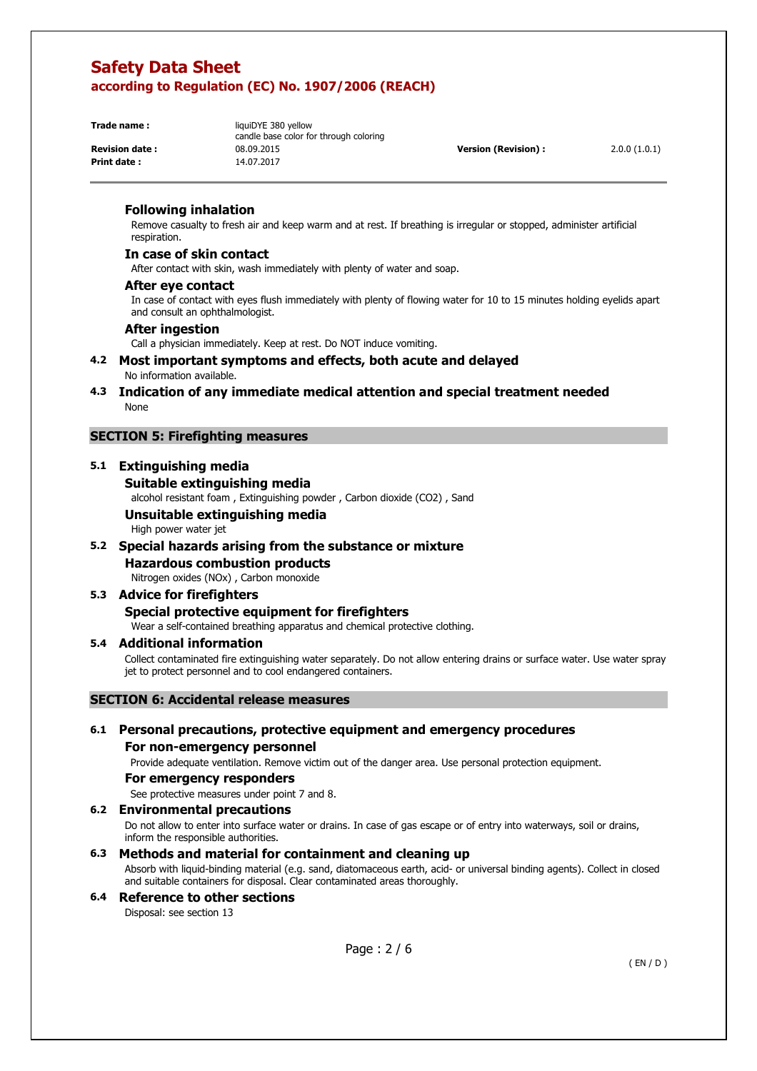#### Following inhalation

Remove casualty to fresh air and keep warm and at rest. If breathing is irregular or stopped, administer artificial respiration.

#### In case of skin contact

After contact with skin, wash immediately with plenty of water and soap.

#### After eye contact

In case of contact with eyes flush immediately with plenty of flowing water for 10 to 15 minutes holding eyelids apart and consult an ophthalmologist.

#### After ingestion

Call a physician immediately. Keep at rest. Do NOT induce vomiting.

### 4.2 Most important symptoms and effects, both acute and delayed

No information available.

### 4.3 Indication of any immediate medical attention and special treatment needed

None

## SECTION 5: Firefighting measures

### 5.1 Extinguishing media

#### Suitable extinguishing media

alcohol resistant foam , Extinguishing powder , Carbon dioxide ($CO_2$) , Sand

#### Unsuitable extinguishing media

High power water jet

### 5.2 Special hazards arising from the substance or mixture

#### Hazardous combustion products

Nitrogen oxides ($NO_x$) , Carbon monoxide

### 5.3 Advice for firefighters

#### Special protective equipment for firefighters

Wear a self-contained breathing apparatus and chemical protective clothing.

### 5.4 Additional information

Collect contaminated fire extinguishing water separately. Do not allow entering drains or surface water. Use water spray jet to protect personnel and to cool endangered containers.

## SECTION 6: Accidental release measures

### 6.1 Personal precautions, protective equipment and emergency procedures

#### For non-emergency personnel

Provide adequate ventilation. Remove victim out of the danger area. Use personal protection equipment.

#### For emergency responders

See protective measures under point 7 and 8.

### 6.2 Environmental precautions

Do not allow to enter into surface water or drains. In case of gas escape or of entry into waterways, soil or drains, inform the responsible authorities.

### 6.3 Methods and material for containment and cleaning up

Absorb with liquid-binding material (e.g. sand, diatomaceous earth, acid- or universal binding agents). Collect in closed and suitable containers for disposal. Clear contaminated areas thoroughly.

### 6.4 Reference to other sections

Disposal: see section 13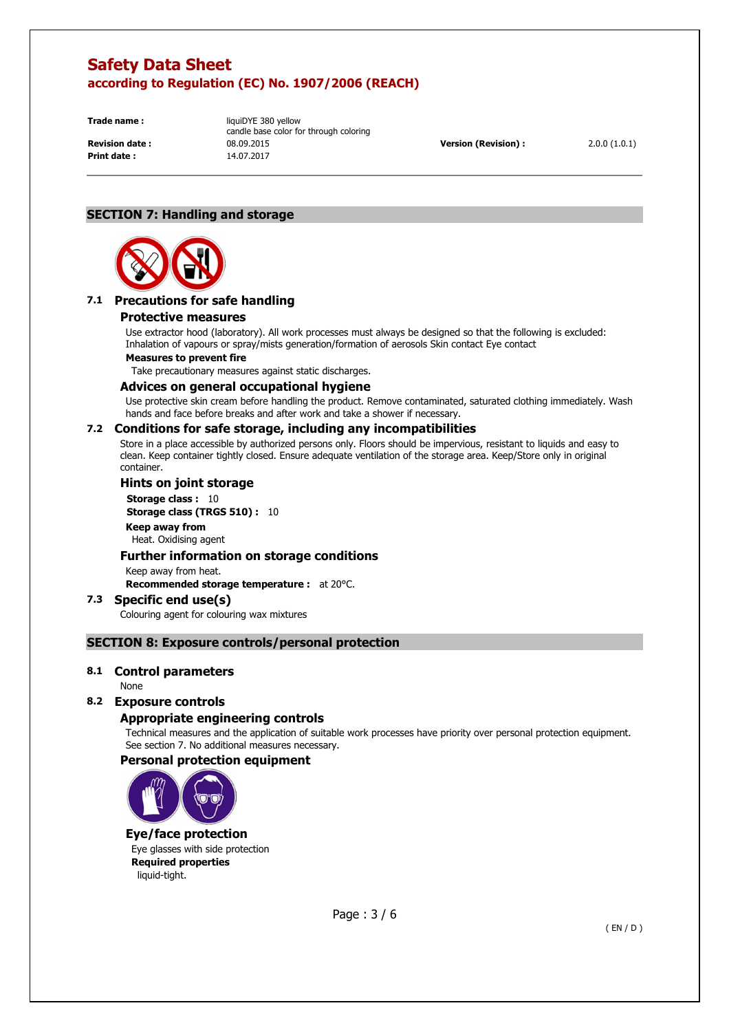# Safety Data Sheet
## according to Regulation (EC) No. 1907/2006 (REACH)

| | | | |
|---|---|---|---|
| **Trade name :** | liquiDYE 380 yellow<br>candle base color for through coloring | | |
| **Revision date :** | 08.09.2015 | **Version (Revision) :** | 2.0.0 (1.0.1) |
| **Print date :** | 14.07.2017 | | |

## SECTION 7: Handling and storage

### 7.1 Precautions for safe handling

#### Protective measures

Use extractor hood (laboratory). All work processes must always be designed so that the following is excluded: Inhalation of vapours or spray/mists generation/formation of aerosols Skin contact Eye contact

**Measures to prevent fire**

Take precautionary measures against static discharges.

#### Advices on general occupational hygiene

Use protective skin cream before handling the product. Remove contaminated, saturated clothing immediately. Wash hands and face before breaks and after work and take a shower if necessary.

### 7.2 Conditions for safe storage, including any incompatibilities

Store in a place accessible by authorized persons only. Floors should be impervious, resistant to liquids and easy to clean. Keep container tightly closed. Ensure adequate ventilation of the storage area. Keep/Store only in original container.

#### Hints on joint storage

**Storage class :** 10

**Storage class (TRGS 510) :** 10

**Keep away from**

Heat. Oxidising agent

#### Further information on storage conditions

Keep away from heat.

**Recommended storage temperature :** at 20°C.

### 7.3 Specific end use(s)

Colouring agent for colouring wax mixtures

## SECTION 8: Exposure controls/personal protection

### 8.1 Control parameters

None

### 8.2 Exposure controls

#### Appropriate engineering controls

Technical measures and the application of suitable work processes have priority over personal protection equipment. See section 7. No additional measures necessary.

#### Personal protection equipment

#### Eye/face protection

Eye glasses with side protection

**Required properties**

liquid-tight.

( EN / D )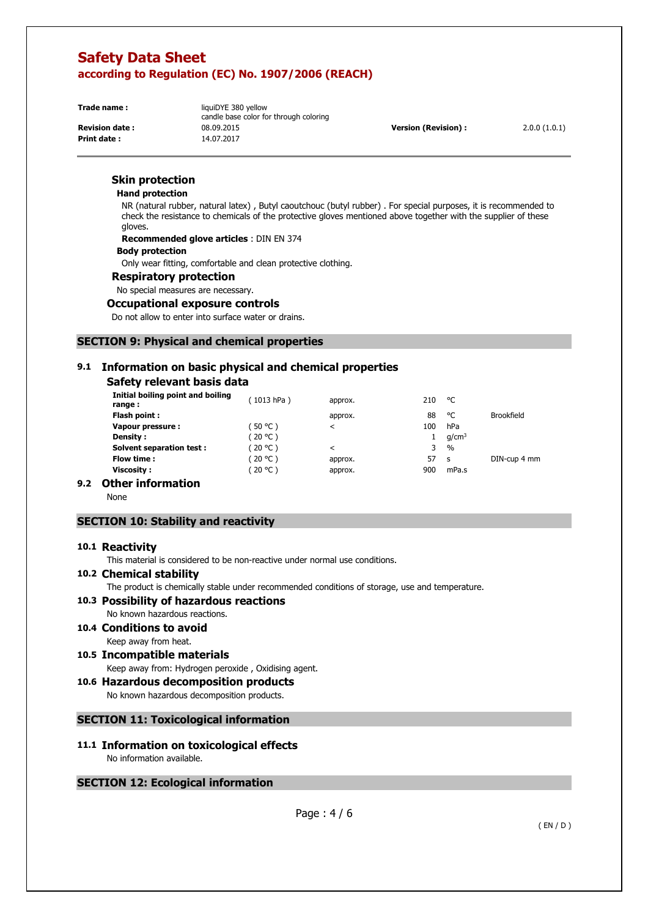### Skin protection

#### Hand protection

NR (natural rubber, natural latex) , Butyl caoutchouc (butyl rubber) . For special purposes, it is recommended to check the resistance to chemicals of the protective gloves mentioned above together with the supplier of these gloves.

**Recommended glove articles** : DIN EN 374

#### Body protection

Only wear fitting, comfortable and clean protective clothing.

### Respiratory protection

No special measures are necessary.

### Occupational exposure controls

Do not allow to enter into surface water or drains.

## SECTION 9: Physical and chemical properties

### 9.1 Information on basic physical and chemical properties

#### Safety relevant basis data

| | | | | | |
|---|---|---|---|---|---|
| **Initial boiling point and boiling range :** | ( 1013 hPa ) | approx. | 210 | °C | |
| **Flash point :** | | approx. | 88 | °C | Brookfield |
| **Vapour pressure :** | ( 50 °C ) | < | 100 | hPa | |
| **Density :** | ( 20 °C ) | | 1 | g/cm³ | |
| **Solvent separation test :** | ( 20 °C ) | < | 3 | % | |
| **Flow time :** | ( 20 °C ) | approx. | 57 | s | DIN-cup 4 mm |
| **Viscosity :** | ( 20 °C ) | approx. | 900 | mPa.s | |

### 9.2 Other information

None

## SECTION 10: Stability and reactivity

### 10.1 Reactivity

This material is considered to be non-reactive under normal use conditions.

### 10.2 Chemical stability

The product is chemically stable under recommended conditions of storage, use and temperature.

### 10.3 Possibility of hazardous reactions

No known hazardous reactions.

### 10.4 Conditions to avoid

Keep away from heat.

### 10.5 Incompatible materials

Keep away from: Hydrogen peroxide , Oxidising agent.

### 10.6 Hazardous decomposition products

No known hazardous decomposition products.

## SECTION 11: Toxicological information

### 11.1 Information on toxicological effects

No information available.

## SECTION 12: Ecological information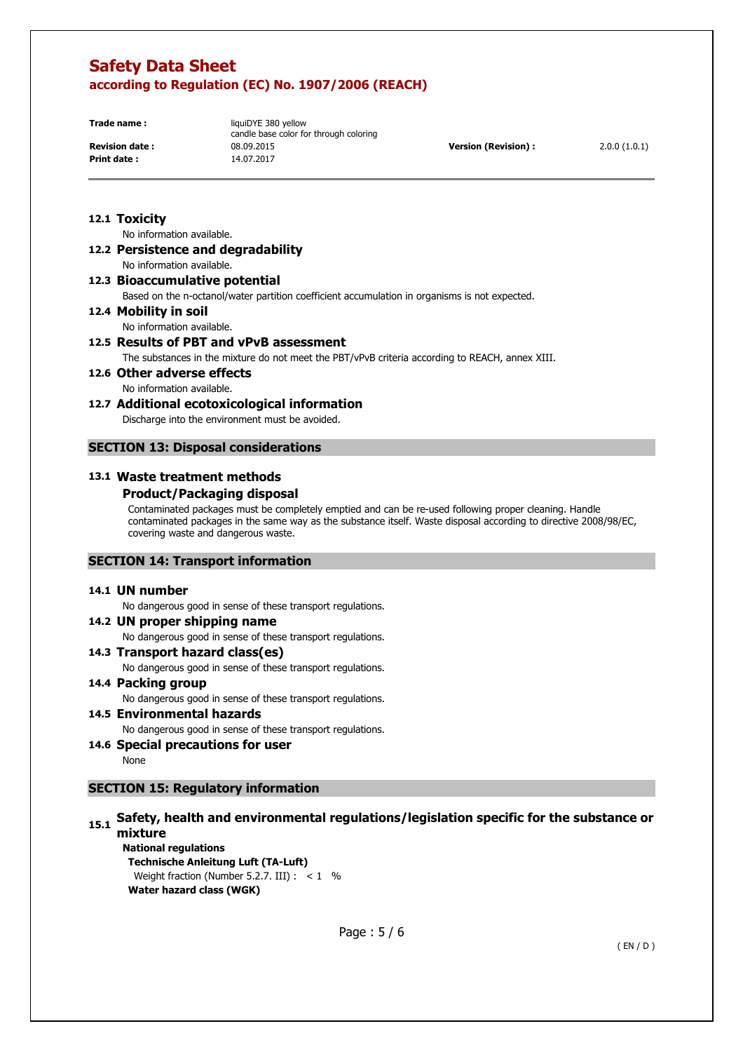### 12.1 Toxicity

No information available.

### 12.2 Persistence and degradability

No information available.

### 12.3 Bioaccumulative potential

Based on the n-octanol/water partition coefficient accumulation in organisms is not expected.

### 12.4 Mobility in soil

No information available.

### 12.5 Results of PBT and vPvB assessment

The substances in the mixture do not meet the PBT/vPvB criteria according to REACH, annex XIII.

### 12.6 Other adverse effects

No information available.

### 12.7 Additional ecotoxicological information

Discharge into the environment must be avoided.

## SECTION 13: Disposal considerations

### 13.1 Waste treatment methods

#### Product/Packaging disposal

Contaminated packages must be completely emptied and can be re-used following proper cleaning. Handle contaminated packages in the same way as the substance itself. Waste disposal according to directive 2008/98/EC, covering waste and dangerous waste.

## SECTION 14: Transport information

### 14.1 UN number

No dangerous good in sense of these transport regulations.

### 14.2 UN proper shipping name

No dangerous good in sense of these transport regulations.

### 14.3 Transport hazard class(es)

No dangerous good in sense of these transport regulations.

### 14.4 Packing group

No dangerous good in sense of these transport regulations.

### 14.5 Environmental hazards

No dangerous good in sense of these transport regulations.

### 14.6 Special precautions for user

None

## SECTION 15: Regulatory information

### 15.1 Safety, health and environmental regulations/legislation specific for the substance or mixture

**National regulations**

**Technische Anleitung Luft (TA-Luft)**

Weight fraction (Number 5.2.7. III) : < 1 %

**Water hazard class (WGK)**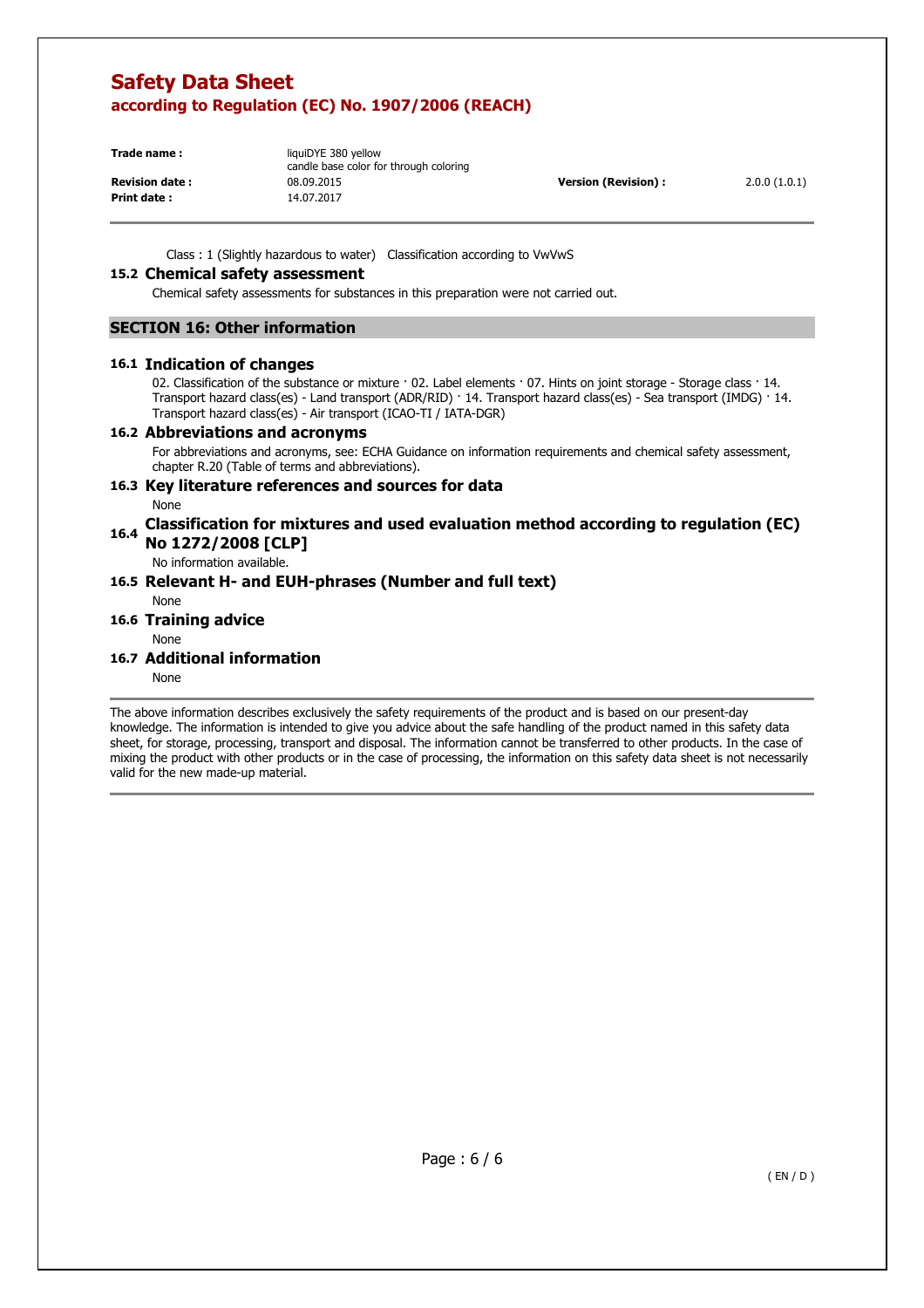Class : 1 (Slightly hazardous to water) Classification according to VwVwS

### 15.2 Chemical safety assessment

Chemical safety assessments for substances in this preparation were not carried out.

## SECTION 16: Other information

### 16.1 Indication of changes

02. Classification of the substance or mixture · 02. Label elements · 07. Hints on joint storage - Storage class · 14. Transport hazard class(es) - Land transport (ADR/RID) · 14. Transport hazard class(es) - Sea transport (IMDG) · 14. Transport hazard class(es) - Air transport (ICAO-TI / IATA-DGR)

### 16.2 Abbreviations and acronyms

For abbreviations and acronyms, see: ECHA Guidance on information requirements and chemical safety assessment, chapter R.20 (Table of terms and abbreviations).

### 16.3 Key literature references and sources for data

None

### 16.4 Classification for mixtures and used evaluation method according to regulation (EC) No 1272/2008 [CLP]

No information available.

### 16.5 Relevant H- and EUH-phrases (Number and full text)

None

### 16.6 Training advice

None

### 16.7 Additional information

None

---

The above information describes exclusively the safety requirements of the product and is based on our present-day knowledge. The information is intended to give you advice about the safe handling of the product named in this safety data sheet, for storage, processing, transport and disposal. The information cannot be transferred to other products. In the case of mixing the product with other products or in the case of processing, the information on this safety data sheet is not necessarily valid for the new made-up material.